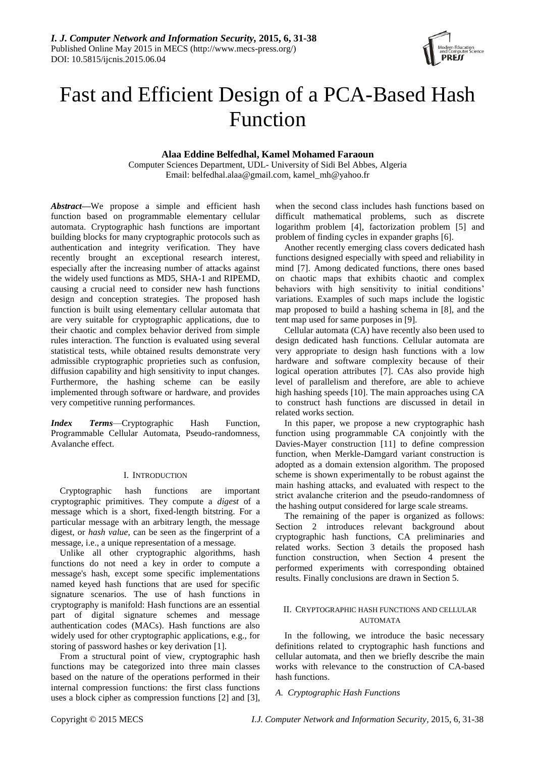# Fast and Efficient Design of a PCA-Based Hash Function

**Alaa Eddine Belfedhal, Kamel Mohamed Faraoun**

Computer Sciences Department, UDL- University of Sidi Bel Abbes, Algeria

Email: belfedhal.alaa@gmail.com, kamel_mh@yahoo.fr

***Abstract*—**We propose a simple and efficient hash function based on programmable elementary cellular automata. Cryptographic hash functions are important building blocks for many cryptographic protocols such as authentication and integrity verification. They have recently brought an exceptional research interest, especially after the increasing number of attacks against the widely used functions as MD5, SHA-1 and RIPEMD, causing a crucial need to consider new hash functions design and conception strategies. The proposed hash function is built using elementary cellular automata that are very suitable for cryptographic applications, due to their chaotic and complex behavior derived from simple rules interaction. The function is evaluated using several statistical tests, while obtained results demonstrate very admissible cryptographic proprieties such as confusion, diffusion capability and high sensitivity to input changes. Furthermore, the hashing scheme can be easily implemented through software or hardware, and provides very competitive running performances.

***Index Terms*—**Cryptographic Hash Function, Programmable Cellular Automata, Pseudo-randomness, Avalanche effect.

## I. Introduction

Cryptographic hash functions are important cryptographic primitives. They compute a *digest* of a message which is a short, fixed-length bitstring. For a particular message with an arbitrary length, the message digest, or *hash value*, can be seen as the fingerprint of a message, i.e., a unique representation of a message.

Unlike all other cryptographic algorithms, hash functions do not need a key in order to compute a message's hash, except some specific implementations named keyed hash functions that are used for specific signature scenarios. The use of hash functions in cryptography is manifold: Hash functions are an essential part of digital signature schemes and message authentication codes (MACs). Hash functions are also widely used for other cryptographic applications, e.g., for storing of password hashes or key derivation [1].

From a structural point of view, cryptographic hash functions may be categorized into three main classes based on the nature of the operations performed in their internal compression functions: the first class functions uses a block cipher as compression functions [2] and [3], when the second class includes hash functions based on difficult mathematical problems, such as discrete logarithm problem [4], factorization problem [5] and problem of finding cycles in expander graphs [6].

Another recently emerging class covers dedicated hash functions designed especially with speed and reliability in mind [7]. Among dedicated functions, there ones based on chaotic maps that exhibits chaotic and complex behaviors with high sensitivity to initial conditions' variations. Examples of such maps include the logistic map proposed to build a hashing schema in [8], and the tent map used for same purposes in [9].

Cellular automata (CA) have recently also been used to design dedicated hash functions. Cellular automata are very appropriate to design hash functions with a low hardware and software complexity because of their logical operation attributes [7]. CAs also provide high level of parallelism and therefore, are able to achieve high hashing speeds [10]. The main approaches using CA to construct hash functions are discussed in detail in related works section.

In this paper, we propose a new cryptographic hash function using programmable CA conjointly with the Davies-Mayer construction [11] to define compression function, when Merkle-Damgard variant construction is adopted as a domain extension algorithm. The proposed scheme is shown experimentally to be robust against the main hashing attacks, and evaluated with respect to the strict avalanche criterion and the pseudo-randomness of the hashing output considered for large scale streams.

The remaining of the paper is organized as follows: Section 2 introduces relevant background about cryptographic hash functions, CA preliminaries and related works. Section 3 details the proposed hash function construction, when Section 4 present the performed experiments with corresponding obtained results. Finally conclusions are drawn in Section 5.

## II. Cryptographic Hash Functions and Cellular Automata

In the following, we introduce the basic necessary definitions related to cryptographic hash functions and cellular automata, and then we briefly describe the main works with relevance to the construction of CA-based hash functions.

### *A. Cryptographic Hash Functions*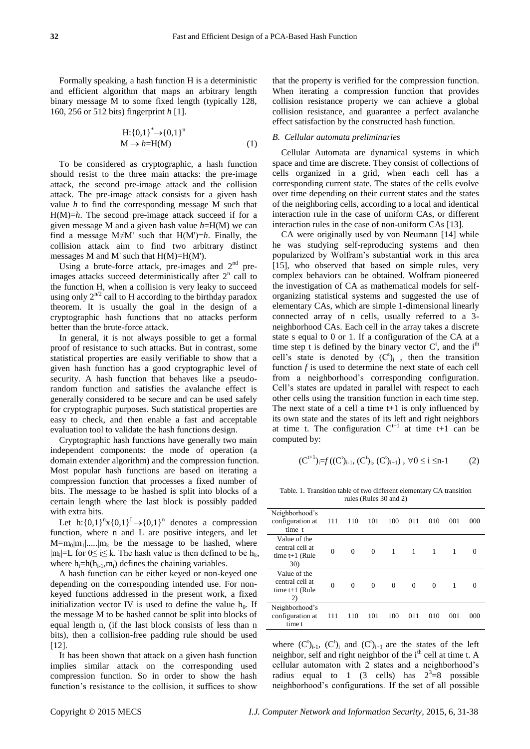Formally speaking, a hash function H is a deterministic and efficient algorithm that maps an arbitrary length binary message M to some fixed length (typically 128, 160, 256 or 512 bits) fingerprint *h* [1].

$$H:\{0,1\}^* \rightarrow \{0,1\}^n$$
$$M \rightarrow h = H(M) \tag{1}$$

To be considered as cryptographic, a hash function should resist to the three main attacks: the pre-image attack, the second pre-image attack and the collision attack. The pre-image attack consists for a given hash value *h* to find the corresponding message M such that H(M)=*h*. The second pre-image attack succeed if for a given message M and a given hash value *h*=H(M) we can find a message M≠M' such that H(M')=*h*. Finally, the collision attack aim to find two arbitrary distinct messages M and M' such that H(M)=H(M').

Using a brute-force attack, pre-images and 2[nd] pre-images attacks succeed deterministically after $2^n$ call to the function H, when a collision is very leaky to succeed using only $2^{n/2}$ call to H according to the birthday paradox theorem. It is usually the goal in the design of a cryptographic hash functions that no attacks perform better than the brute-force attack.

In general, it is not always possible to get a formal proof of resistance to such attacks. But in contrast, some statistical properties are easily verifiable to show that a given hash function has a good cryptographic level of security. A hash function that behaves like a pseudo-random function and satisfies the avalanche effect is generally considered to be secure and can be used safely for cryptographic purposes. Such statistical properties are easy to check, and then enable a fast and acceptable evaluation tool to validate the hash functions design.

Cryptographic hash functions have generally two main independent components: the mode of operation (a domain extender algorithm) and the compression function. Most popular hash functions are based on iterating a compression function that processes a fixed number of bits. The message to be hashed is split into blocks of a certain length where the last block is possibly padded with extra bits.

Let $h:\{0,1\}^n x\{0,1\}^L \rightarrow \{0,1\}^n$ denotes a compression function, where n and L are positive integers, and let $M=m_0|m_1|.....|m_k$ be the message to be hashed, where $|m_i|=L$ for $0\leq i\leq k$. The hash value is then defined to be $h_k$, where $h_i=h(h_{i-1},m_i)$ defines the chaining variables.

A hash function can be either keyed or non-keyed one depending on the corresponding intended use. For non-keyed functions addressed in the present work, a fixed initialization vector IV is used to define the value $h_0$. If the message M to be hashed cannot be split into blocks of equal length n, (if the last block consists of less than n bits), then a collision-free padding rule should be used [12].

It has been shown that attack on a given hash function implies similar attack on the corresponding used compression function. So in order to show the hash function's resistance to the collision, it suffices to show that the property is verified for the compression function. When iterating a compression function that provides collision resistance property we can achieve a global collision resistance, and guarantee a perfect avalanche effect satisfaction by the constructed hash function.

### *B. Cellular automata preliminaries*

Cellular Automata are dynamical systems in which space and time are discrete. They consist of collections of cells organized in a grid, when each cell has a corresponding current state. The states of the cells evolve over time depending on their current states and the states of the neighboring cells, according to a local and identical interaction rule in the case of uniform CAs, or different interaction rules in the case of non-uniform CAs [13].

CA were originally used by von Neumann [14] while he was studying self-reproducing systems and then popularized by Wolfram's substantial work in this area [15], who observed that based on simple rules, very complex behaviors can be obtained. Wolfram pioneered the investigation of CA as mathematical models for self-organizing statistical systems and suggested the use of elementary CAs, which are simple 1-dimensional linearly connected array of n cells, usually referred to a 3-neighborhood CAs. Each cell in the array takes a discrete state s equal to 0 or 1. If a configuration of the CA at a time step t is defined by the binary vector $C^t$, and the i[th] cell's state is denoted by $(C^t)_i$ , then the transition function *f* is used to determine the next state of each cell from a neighborhood's corresponding configuration. Cell's states are updated in parallel with respect to each other cells using the transition function in each time step. The next state of a cell a time t+1 is only influenced by its own state and the states of its left and right neighbors at time t. The configuration $C^{t+1}$ at time t+1 can be computed by:

$$(C^{t+1})_i = f((C^t)_{i-1}, (C^t)_i, (C^t)_{i+1}), \forall 0 \leq i \leq n-1 \tag{2}$$

Table. 1. Transition table of two different elementary CA transition rules (Rules 30 and 2)

| Neighborhood's configuration at time t | 111 | 110 | 101 | 100 | 011 | 010 | 001 | 000 |
|---|---|---|---|---|---|---|---|---|
| Value of the central cell at time t+1 (Rule 30) | 0 | 0 | 0 | 1 | 1 | 1 | 1 | 0 |
| Value of the central cell at time t+1 (Rule 2) | 0 | 0 | 0 | 0 | 0 | 0 | 1 | 0 |
| Neighborhood's configuration at time t | 111 | 110 | 101 | 100 | 011 | 010 | 001 | 000 |

where $(C^t)_{i-1}$, $(C^t)_i$ and $(C^t)_{i+1}$ are the states of the left neighbor, self and right neighbor of the i[th] cell at time t. A cellular automaton with 2 states and a neighborhood's radius equal to 1 (3 cells) has $2^3$=8 possible neighborhood's configurations. If the set of all possible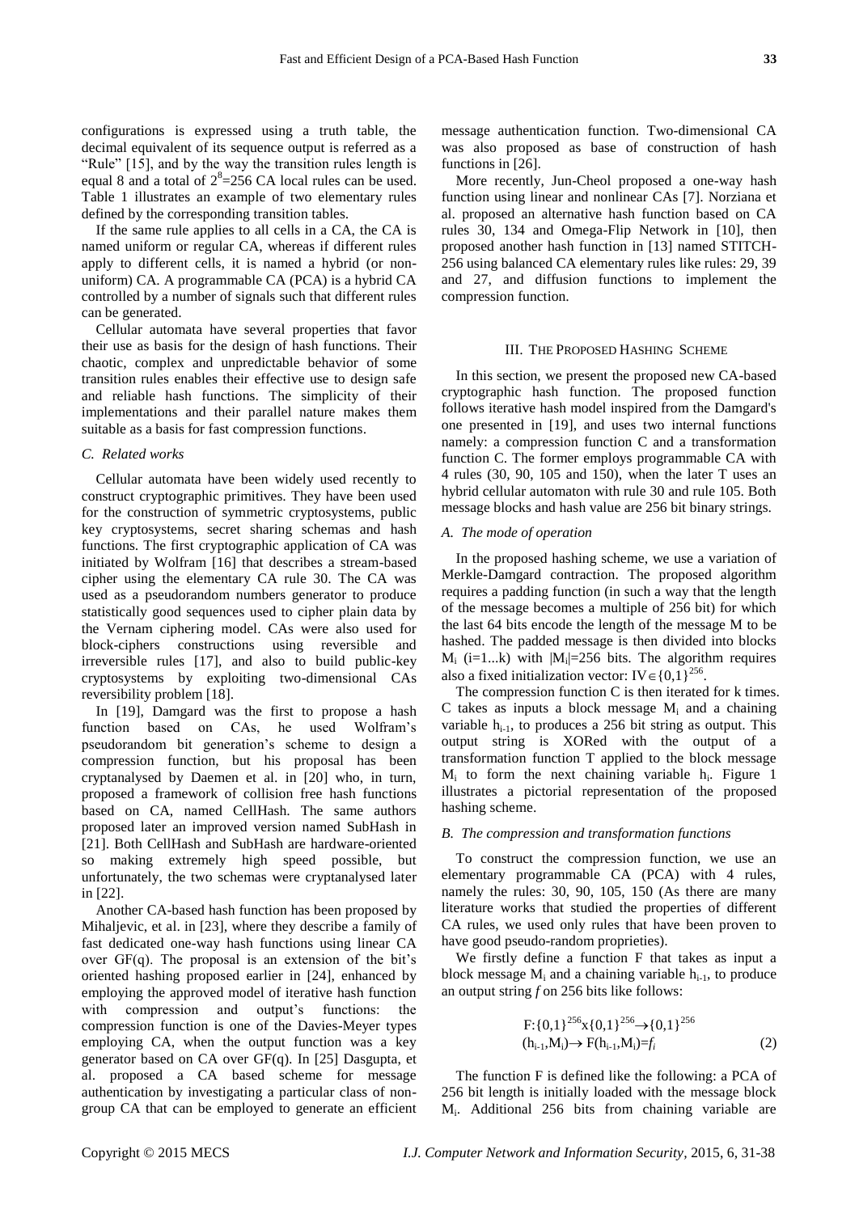configurations is expressed using a truth table, the decimal equivalent of its sequence output is referred as a "Rule" [15], and by the way the transition rules length is equal 8 and a total of $2^8$=256 CA local rules can be used. Table 1 illustrates an example of two elementary rules defined by the corresponding transition tables.

If the same rule applies to all cells in a CA, the CA is named uniform or regular CA, whereas if different rules apply to different cells, it is named a hybrid (or non-uniform) CA. A programmable CA (PCA) is a hybrid CA controlled by a number of signals such that different rules can be generated.

Cellular automata have several properties that favor their use as basis for the design of hash functions. Their chaotic, complex and unpredictable behavior of some transition rules enables their effective use to design safe and reliable hash functions. The simplicity of their implementations and their parallel nature makes them suitable as a basis for fast compression functions.

### *C. Related works*

Cellular automata have been widely used recently to construct cryptographic primitives. They have been used for the construction of symmetric cryptosystems, public key cryptosystems, secret sharing schemas and hash functions. The first cryptographic application of CA was initiated by Wolfram [16] that describes a stream-based cipher using the elementary CA rule 30. The CA was used as a pseudorandom numbers generator to produce statistically good sequences used to cipher plain data by the Vernam ciphering model. CAs were also used for block-ciphers constructions using reversible and irreversible rules [17], and also to build public-key cryptosystems by exploiting two-dimensional CAs reversibility problem [18].

In [19], Damgard was the first to propose a hash function based on CAs, he used Wolfram's pseudorandom bit generation's scheme to design a compression function, but his proposal has been cryptanalysed by Daemen et al. in [20] who, in turn, proposed a framework of collision free hash functions based on CA, named CellHash. The same authors proposed later an improved version named SubHash in [21]. Both CellHash and SubHash are hardware-oriented so making extremely high speed possible, but unfortunately, the two schemas were cryptanalysed later in [22].

Another CA-based hash function has been proposed by Mihaljevic, et al. in [23], where they describe a family of fast dedicated one-way hash functions using linear CA over GF(q). The proposal is an extension of the bit's oriented hashing proposed earlier in [24], enhanced by employing the approved model of iterative hash function with compression and output's functions: the compression function is one of the Davies-Meyer types employing CA, when the output function was a key generator based on CA over GF(q). In [25] Dasgupta, et al. proposed a CA based scheme for message authentication by investigating a particular class of non-group CA that can be employed to generate an efficient message authentication function. Two-dimensional CA was also proposed as base of construction of hash functions in [26].

More recently, Jun-Cheol proposed a one-way hash function using linear and nonlinear CAs [7]. Norziana et al. proposed an alternative hash function based on CA rules 30, 134 and Omega-Flip Network in [10], then proposed another hash function in [13] named STITCH-256 using balanced CA elementary rules like rules: 29, 39 and 27, and diffusion functions to implement the compression function.

## III. The Proposed Hashing Scheme

In this section, we present the proposed new CA-based cryptographic hash function. The proposed function follows iterative hash model inspired from the Damgard's one presented in [19], and uses two internal functions namely: a compression function C and a transformation function C. The former employs programmable CA with 4 rules (30, 90, 105 and 150), when the later T uses an hybrid cellular automaton with rule 30 and rule 105. Both message blocks and hash value are 256 bit binary strings.

### *A. The mode of operation*

In the proposed hashing scheme, we use a variation of Merkle-Damgard contraction. The proposed algorithm requires a padding function (in such a way that the length of the message becomes a multiple of 256 bit) for which the last 64 bits encode the length of the message M to be hashed. The padded message is then divided into blocks $M_i$ (i=1...k) with $|M_i|$=256 bits. The algorithm requires also a fixed initialization vector: $IV\in\{0,1\}^{256}$.

The compression function C is then iterated for k times. C takes as inputs a block message $M_i$ and a chaining variable $h_{i-1}$, to produces a 256 bit string as output. This output string is XORed with the output of a transformation function T applied to the block message $M_i$ to form the next chaining variable $h_i$. Figure 1 illustrates a pictorial representation of the proposed hashing scheme.

### *B. The compression and transformation functions*

To construct the compression function, we use an elementary programmable CA (PCA) with 4 rules, namely the rules: 30, 90, 105, 150 (As there are many literature works that studied the properties of different CA rules, we used only rules that have been proven to have good pseudo-random proprieties).

We firstly define a function F that takes as input a block message $M_i$ and a chaining variable $h_{i-1}$, to produce an output string *f* on 256 bits like follows:

$$F:\{0,1\}^{256}x\{0,1\}^{256}\rightarrow\{0,1\}^{256}$$
$$(h_{i-1},M_i)\rightarrow F(h_{i-1},M_i)=f_i \tag{2}$$

The function F is defined like the following: a PCA of 256 bit length is initially loaded with the message block $M_i$. Additional 256 bits from chaining variable are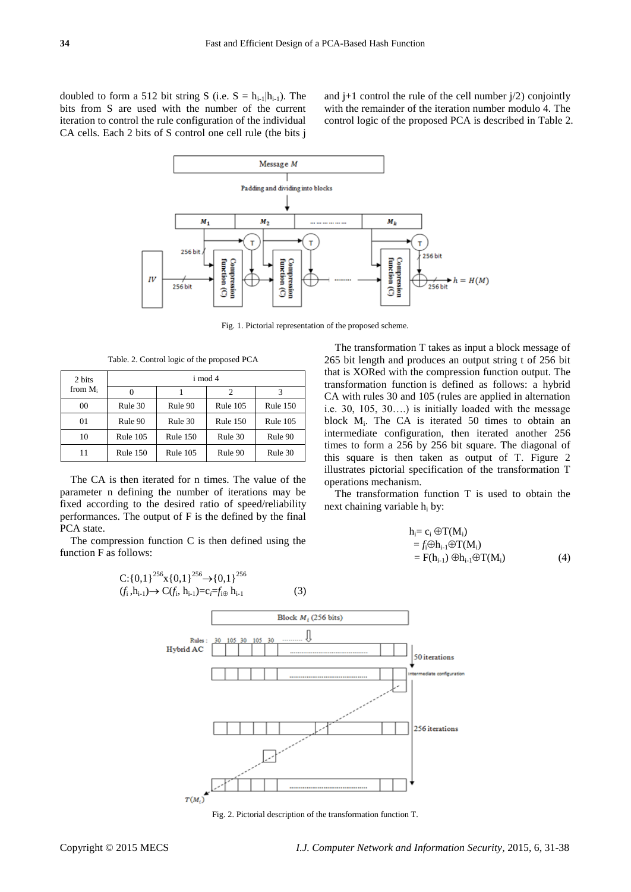doubled to form a 512 bit string S (i.e. $S = h_{i-1}|h_{i-1}$). The bits from S are used with the number of the current iteration to control the rule configuration of the individual CA cells. Each 2 bits of S control one cell rule (the bits j and j+1 control the rule of the cell number j/2) conjointly with the remainder of the iteration number modulo 4. The control logic of the proposed PCA is described in Table 2.

Fig. 1. Pictorial representation of the proposed scheme.

Table. 2. Control logic of the proposed PCA

| 2 bits from $M_i$ | i mod 4 | | | |
|---|---|---|---|---|
| | 0 | 1 | 2 | 3 |
| 00 | Rule 30 | Rule 90 | Rule 105 | Rule 150 |
| 01 | Rule 90 | Rule 30 | Rule 150 | Rule 105 |
| 10 | Rule 105 | Rule 150 | Rule 30 | Rule 90 |
| 11 | Rule 150 | Rule 105 | Rule 90 | Rule 30 |

The CA is then iterated for n times. The value of the parameter n defining the number of iterations may be fixed according to the desired ratio of speed/reliability performances. The output of F is the defined by the final PCA state.

The compression function C is then defined using the function F as follows:

$$C:\{0,1\}^{256}x\{0,1\}^{256}\rightarrow\{0,1\}^{256}$$
$$(f_i, h_{i-1})\rightarrow C(f_i, h_{i-1})=c_i=f_{i\oplus}\, h_{i-1} \qquad (3)$$

The transformation T takes as input a block message of 265 bit length and produces an output string t of 256 bit that is XORed with the compression function output. The transformation function is defined as follows: a hybrid CA with rules 30 and 105 (rules are applied in alternation i.e. 30, 105, 30….) is initially loaded with the message block $M_i$. The CA is iterated 50 times to obtain an intermediate configuration, then iterated another 256 times to form a 256 by 256 bit square. The diagonal of this square is then taken as output of T. Figure 2 illustrates pictorial specification of the transformation T operations mechanism.

The transformation function T is used to obtain the next chaining variable $h_i$ by:

$$\begin{aligned} h_i &= c_i \oplus T(M_i) \\ &= f_i \oplus h_{i-1} \oplus T(M_i) \\ &= F(h_{i-1}) \oplus h_{i-1} \oplus T(M_i) \end{aligned} \qquad (4)$$

Fig. 2. Pictorial description of the transformation function T.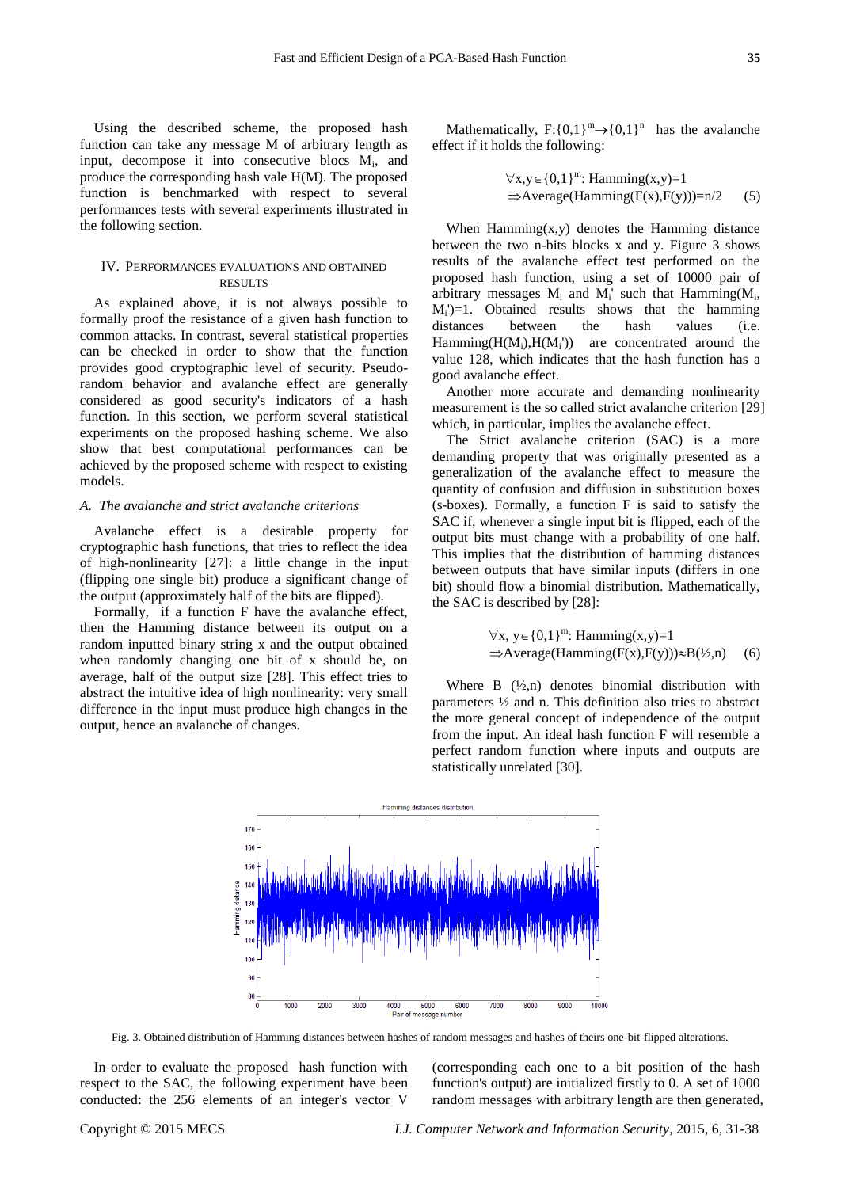Using the described scheme, the proposed hash function can take any message M of arbitrary length as input, decompose it into consecutive blocs $M_i$, and produce the corresponding hash vale H(M). The proposed function is benchmarked with respect to several performances tests with several experiments illustrated in the following section.

## IV. Performances Evaluations and Obtained Results

As explained above, it is not always possible to formally proof the resistance of a given hash function to common attacks. In contrast, several statistical properties can be checked in order to show that the function provides good cryptographic level of security. Pseudo-random behavior and avalanche effect are generally considered as good security's indicators of a hash function. In this section, we perform several statistical experiments on the proposed hashing scheme. We also show that best computational performances can be achieved by the proposed scheme with respect to existing models.

### *A. The avalanche and strict avalanche criterions*

Avalanche effect is a desirable property for cryptographic hash functions, that tries to reflect the idea of high-nonlinearity [27]: a little change in the input (flipping one single bit) produce a significant change of the output (approximately half of the bits are flipped).

Formally, if a function F have the avalanche effect, then the Hamming distance between its output on a random inputted binary string x and the output obtained when randomly changing one bit of x should be, on average, half of the output size [28]. This effect tries to abstract the intuitive idea of high nonlinearity: very small difference in the input must produce high changes in the output, hence an avalanche of changes.

Mathematically, $F:\{0,1\}^m \rightarrow \{0,1\}^n$ has the avalanche effect if it holds the following:

$$\forall x,y \in \{0,1\}^m: \text{Hamming}(x,y)=1 \Rightarrow \text{Average}(\text{Hamming}(F(x),F(y)))=n/2 \quad (5)$$

When Hamming(x,y) denotes the Hamming distance between the two n-bits blocks x and y. Figure 3 shows results of the avalanche effect test performed on the proposed hash function, using a set of 10000 pair of arbitrary messages $M_i$ and $M_i'$ such that $\text{Hamming}(M_i, M_i')=1$. Obtained results shows that the hamming distances between the hash values (i.e. $\text{Hamming}(H(M_i),H(M_i'))$ are concentrated around the value 128, which indicates that the hash function has a good avalanche effect.

Another more accurate and demanding nonlinearity measurement is the so called strict avalanche criterion [29] which, in particular, implies the avalanche effect.

The Strict avalanche criterion (SAC) is a more demanding property that was originally presented as a generalization of the avalanche effect to measure the quantity of confusion and diffusion in substitution boxes (s-boxes). Formally, a function F is said to satisfy the SAC if, whenever a single input bit is flipped, each of the output bits must change with a probability of one half. This implies that the distribution of hamming distances between outputs that have similar inputs (differs in one bit) should flow a binomial distribution. Mathematically, the SAC is described by [28]:

$$\forall x, y \in \{0,1\}^m: \text{Hamming}(x,y)=1 \Rightarrow \text{Average}(\text{Hamming}(F(x),F(y))) \approx B(½,n) \quad (6)$$

Where B (½,n) denotes binomial distribution with parameters ½ and n. This definition also tries to abstract the more general concept of independence of the output from the input. An ideal hash function F will resemble a perfect random function where inputs and outputs are statistically unrelated [30].

Fig. 3. Obtained distribution of Hamming distances between hashes of random messages and hashes of theirs one-bit-flipped alterations.

In order to evaluate the proposed hash function with respect to the SAC, the following experiment have been conducted: the 256 elements of an integer's vector V (corresponding each one to a bit position of the hash function's output) are initialized firstly to 0. A set of 1000 random messages with arbitrary length are then generated,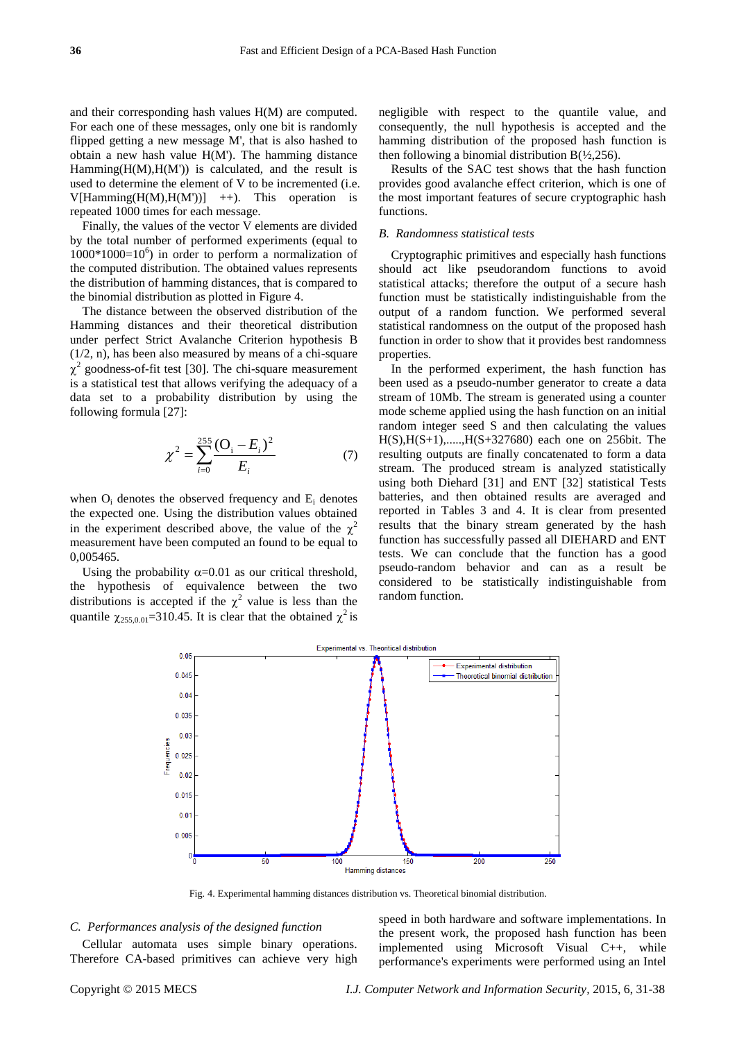and their corresponding hash values H(M) are computed. For each one of these messages, only one bit is randomly flipped getting a new message M', that is also hashed to obtain a new hash value H(M'). The hamming distance Hamming(H(M),H(M')) is calculated, and the result is used to determine the element of V to be incremented (i.e. V[Hamming(H(M),H(M'))] ++). This operation is repeated 1000 times for each message.

Finally, the values of the vector V elements are divided by the total number of performed experiments (equal to $1000*1000=10^6$) in order to perform a normalization of the computed distribution. The obtained values represents the distribution of hamming distances, that is compared to the binomial distribution as plotted in Figure 4.

The distance between the observed distribution of the Hamming distances and their theoretical distribution under perfect Strict Avalanche Criterion hypothesis B (1/2, n), has been also measured by means of a chi-square $\chi^2$ goodness-of-fit test [30]. The chi-square measurement is a statistical test that allows verifying the adequacy of a data set to a probability distribution by using the following formula [27]:

$$\chi^2 = \sum_{i=0}^{255} \frac{(O_i - E_i)^2}{E_i} \quad (7)$$

when $O_i$ denotes the observed frequency and $E_i$ denotes the expected one. Using the distribution values obtained in the experiment described above, the value of the $\chi^2$ measurement have been computed an found to be equal to 0,005465.

Using the probability $\alpha=0.01$ as our critical threshold, the hypothesis of equivalence between the two distributions is accepted if the $\chi^2$ value is less than the quantile $\chi_{255,0.01}=310.45$. It is clear that the obtained $\chi^2$ is negligible with respect to the quantile value, and consequently, the null hypothesis is accepted and the hamming distribution of the proposed hash function is then following a binomial distribution B(½,256).

Results of the SAC test shows that the hash function provides good avalanche effect criterion, which is one of the most important features of secure cryptographic hash functions.

### *B. Randomness statistical tests*

Cryptographic primitives and especially hash functions should act like pseudorandom functions to avoid statistical attacks; therefore the output of a secure hash function must be statistically indistinguishable from the output of a random function. We performed several statistical randomness on the output of the proposed hash function in order to show that it provides best randomness properties.

In the performed experiment, the hash function has been used as a pseudo-number generator to create a data stream of 10Mb. The stream is generated using a counter mode scheme applied using the hash function on an initial random integer seed S and then calculating the values H(S),H(S+1),......,H(S+327680) each one on 256bit. The resulting outputs are finally concatenated to form a data stream. The produced stream is analyzed statistically using both Diehard [31] and ENT [32] statistical Tests batteries, and then obtained results are averaged and reported in Tables 3 and 4. It is clear from presented results that the binary stream generated by the hash function has successfully passed all DIEHARD and ENT tests. We can conclude that the function has a good pseudo-random behavior and can as a result be considered to be statistically indistinguishable from random function.

Fig. 4. Experimental hamming distances distribution vs. Theoretical binomial distribution.

### *C. Performances analysis of the designed function*

Cellular automata uses simple binary operations. Therefore CA-based primitives can achieve very high speed in both hardware and software implementations. In the present work, the proposed hash function has been implemented using Microsoft Visual C++, while performance's experiments were performed using an Intel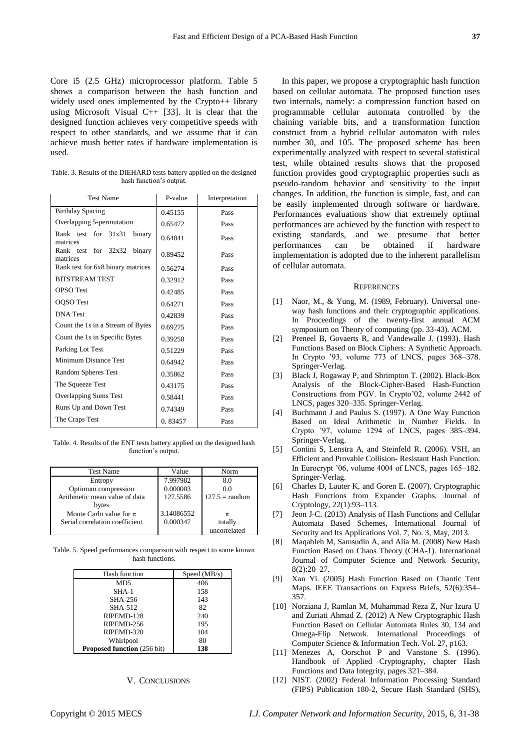Core i5 (2.5 GHz) microprocessor platform. Table 5 shows a comparison between the hash function and widely used ones implemented by the Crypto++ library using Microsoft Visual C++ [33]. It is clear that the designed function achieves very competitive speeds with respect to other standards, and we assume that it can achieve mush better rates if hardware implementation is used.

Table. 3. Results of the DIEHARD tests battery applied on the designed hash function's output.

| Test Name | P-value | Interpretation |
|---|---|---|
| Birthday Spacing | 0.45155 | Pass |
| Overlapping 5-permutation | 0.65472 | Pass |
| Rank test for 31x31 binary matrices | 0.64841 | Pass |
| Rank test for 32x32 binary matrices | 0.89452 | Pass |
| Rank test for 6x8 binary matrices | 0.56274 | Pass |
| BITSTREAM TEST | 0.32912 | Pass |
| OPSO Test | 0.42485 | Pass |
| OQSO Test | 0.64271 | Pass |
| DNA Test | 0.42839 | Pass |
| Count the 1s in a Stream of Bytes | 0.69275 | Pass |
| Count the 1s in Specific Bytes | 0.39258 | Pass |
| Parking Lot Test | 0.51229 | Pass |
| Minimum Distance Test | 0.64942 | Pass |
| Random Spheres Test | 0.35862 | Pass |
| The Squeeze Test | 0.43175 | Pass |
| Overlapping Sums Test | 0.58441 | Pass |
| Runs Up and Down Test | 0.74349 | Pass |
| The Craps Test | 0. 83457 | Pass |

Table. 4. Results of the ENT tests battery applied on the designed hash function's output.

| Test Name | Value | Norm |
|---|---|---|
| Entropy | 7.997982 | 8.0 |
| Optimum compression | 0.000003 | 0.0 |
| Arithmetic mean value of data bytes | 127.5586 | 127.5 = random |
| Monte Carlo value for $\pi$ | 3.14086552 | $\pi$ |
| Serial correlation coefficient | 0.000347 | totally uncorrelated |

Table. 5. Speed performances comparison with respect to some known hash functions.

| Hash function | Speed (MB/s) |
|---|---|
| MD5 | 406 |
| SHA-1 | 158 |
| SHA-256 | 143 |
| SHA-512 | 82 |
| RIPEMD-128 | 240 |
| RIPEMD-256 | 195 |
| RIPEMD-320 | 104 |
| Whirlpool | 80 |
| **Proposed function** (256 bit) | **138** |

## V. Conclusions

In this paper, we propose a cryptographic hash function based on cellular automata. The proposed function uses two internals, namely: a compression function based on programmable cellular automata controlled by the chaining variable bits, and a transformation function construct from a hybrid cellular automaton with rules number 30, and 105. The proposed scheme has been experimentally analyzed with respect to several statistical test, while obtained results shows that the proposed function provides good cryptographic properties such as pseudo-random behavior and sensitivity to the input changes. In addition, the function is simple, fast, and can be easily implemented through software or hardware. Performances evaluations show that extremely optimal performances are achieved by the function with respect to existing standards, and we presume that better performances can be obtained if hardware implementation is adopted due to the inherent parallelism of cellular automata.

## References

[1] Naor, M., & Yung, M. (1989, February). Universal one-way hash functions and their cryptographic applications. In Proceedings of the twenty-first annual ACM symposium on Theory of computing (pp. 33-43). ACM.

[2] Preneel B, Govaerts R, and Vandewalle J. (1993). Hash Functions Based on Block Ciphers: A Synthetic Approach. In Crypto '93, volume 773 of LNCS, pages 368–378. Springer-Verlag.

[3] Black J, Rogaway P, and Shrimpton T. (2002). Black-Box Analysis of the Block-Cipher-Based Hash-Function Constructions from PGV. In Crypto'02, volume 2442 of LNCS, pages 320–335. Springer-Verlag.

[4] Buchmann J and Paulus S. (1997). A One Way Function Based on Ideal Arithmetic in Number Fields. In Crypto '97, volume 1294 of LNCS, pages 385–394. Springer-Verlag.

[5] Contini S, Lenstra A, and Steinfeld R. (2006). VSH, an Efficient and Provable Collision- Resistant Hash Function. In Eurocrypt '06, volume 4004 of LNCS, pages 165–182. Springer-Verlag.

[6] Charles D, Lauter K, and Goren E. (2007). Cryptographic Hash Functions from Expander Graphs. Journal of Cryptology, 22(1):93–113.

[7] Jeon J-C. (2013) Analysis of Hash Functions and Cellular Automata Based Schemes, International Journal of Security and Its Applications Vol. 7, No. 3, May, 2013.

[8] Maqableh M, Samsudin A, and Alia M. (2008) New Hash Function Based on Chaos Theory (CHA-1). International Journal of Computer Science and Network Security, 8(2):20–27.

[9] Xan Yi. (2005) Hash Function Based on Chaotic Tent Maps. IEEE Transactions on Express Briefs, 52(6):354–357.

[10] Norziana J, Ramlan M, Muhammad Reza Z, Nur Izura U and Zuriati Ahmad Z. (2012) A New Cryptographic Hash Function Based on Cellular Automata Rules 30, 134 and Omega-Flip Network. International Proceedings of Computer Science & Information Tech. Vol. 27, p163.

[11] Menezes A, Oorschot P and Vanstone S. (1996). Handbook of Applied Cryptography, chapter Hash Functions and Data Integrity, pages 321–384.

[12] NIST. (2002) Federal Information Processing Standard (FIPS) Publication 180-2, Secure Hash Standard (SHS),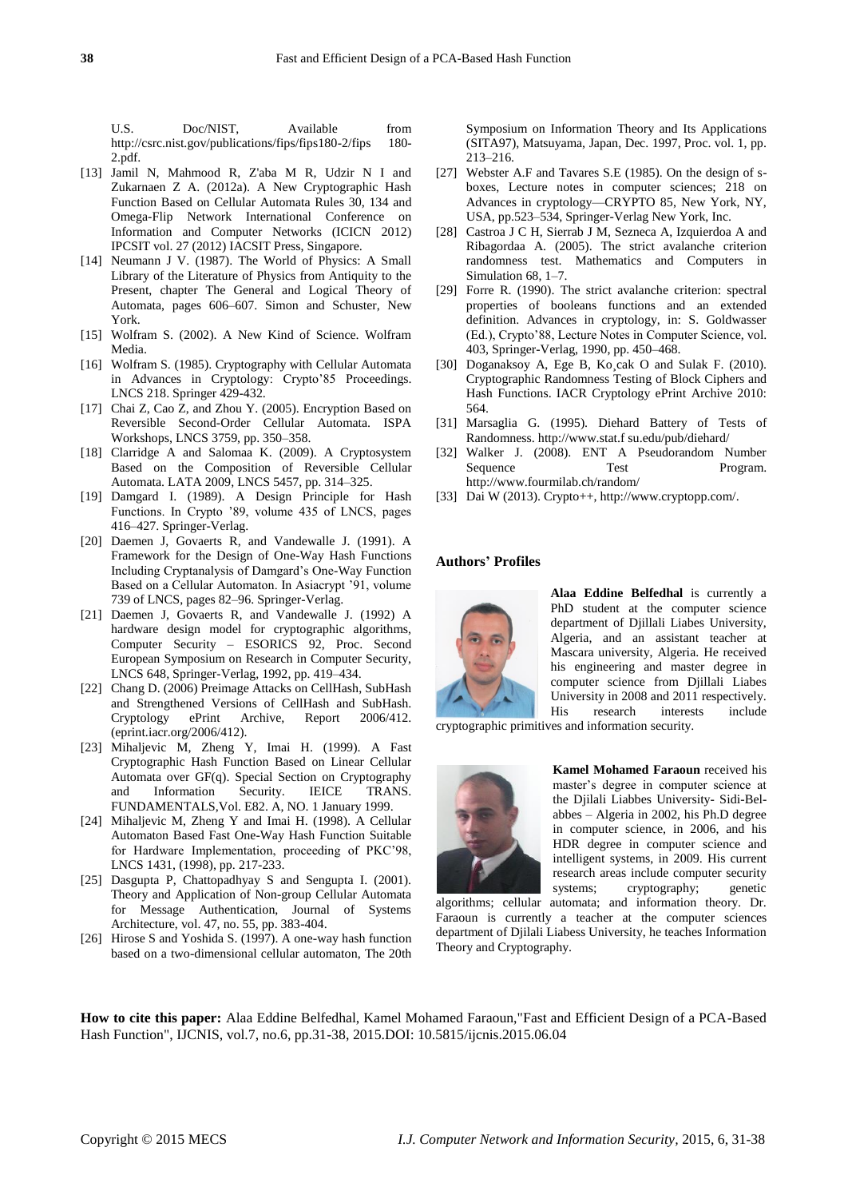U.S. Doc/NIST, Available from http://csrc.nist.gov/publications/fips/fips180-2/fips 180-2.pdf.

[13] Jamil N, Mahmood R, Z'aba M R, Udzir N I and Zukarnaen Z A. (2012a). A New Cryptographic Hash Function Based on Cellular Automata Rules 30, 134 and Omega-Flip Network International Conference on Information and Computer Networks (ICICN 2012) IPCSIT vol. 27 (2012) IACSIT Press, Singapore.

[14] Neumann J V. (1987). The World of Physics: A Small Library of the Literature of Physics from Antiquity to the Present, chapter The General and Logical Theory of Automata, pages 606–607. Simon and Schuster, New York.

[15] Wolfram S. (2002). A New Kind of Science. Wolfram Media.

[16] Wolfram S. (1985). Cryptography with Cellular Automata in Advances in Cryptology: Crypto'85 Proceedings. LNCS 218. Springer 429-432.

[17] Chai Z, Cao Z, and Zhou Y. (2005). Encryption Based on Reversible Second-Order Cellular Automata. ISPA Workshops, LNCS 3759, pp. 350–358.

[18] Clarridge A and Salomaa K. (2009). A Cryptosystem Based on the Composition of Reversible Cellular Automata. LATA 2009, LNCS 5457, pp. 314–325.

[19] Damgard I. (1989). A Design Principle for Hash Functions. In Crypto '89, volume 435 of LNCS, pages 416–427. Springer-Verlag.

[20] Daemen J, Govaerts R, and Vandewalle J. (1991). A Framework for the Design of One-Way Hash Functions Including Cryptanalysis of Damgard's One-Way Function Based on a Cellular Automaton. In Asiacrypt '91, volume 739 of LNCS, pages 82–96. Springer-Verlag.

[21] Daemen J, Govaerts R, and Vandewalle J. (1992) A hardware design model for cryptographic algorithms, Computer Security – ESORICS 92, Proc. Second European Symposium on Research in Computer Security, LNCS 648, Springer-Verlag, 1992, pp. 419–434.

[22] Chang D. (2006) Preimage Attacks on CellHash, SubHash and Strengthened Versions of CellHash and SubHash. Cryptology ePrint Archive, Report 2006/412. (eprint.iacr.org/2006/412).

[23] Mihaljevic M, Zheng Y, Imai H. (1999). A Fast Cryptographic Hash Function Based on Linear Cellular Automata over GF(q). Special Section on Cryptography and Information Security. IEICE TRANS. FUNDAMENTALS,Vol. E82. A, NO. 1 January 1999.

[24] Mihaljevic M, Zheng Y and Imai H. (1998). A Cellular Automaton Based Fast One-Way Hash Function Suitable for Hardware Implementation, proceeding of PKC'98, LNCS 1431, (1998), pp. 217-233.

[25] Dasgupta P, Chattopadhyay S and Sengupta I. (2001). Theory and Application of Non-group Cellular Automata for Message Authentication, Journal of Systems Architecture, vol. 47, no. 55, pp. 383-404.

[26] Hirose S and Yoshida S. (1997). A one-way hash function based on a two-dimensional cellular automaton, The 20th Symposium on Information Theory and Its Applications (SITA97), Matsuyama, Japan, Dec. 1997, Proc. vol. 1, pp. 213–216.

[27] Webster A.F and Tavares S.E (1985). On the design of s-boxes, Lecture notes in computer sciences; 218 on Advances in cryptology—CRYPTO 85, New York, NY, USA, pp.523–534, Springer-Verlag New York, Inc.

[28] Castroa J C H, Sierrab J M, Sezneca A, Izquierdoa A and Ribagordaa A. (2005). The strict avalanche criterion randomness test. Mathematics and Computers in Simulation 68, 1–7.

[29] Forre R. (1990). The strict avalanche criterion: spectral properties of booleans functions and an extended definition. Advances in cryptology, in: S. Goldwasser (Ed.), Crypto'88, Lecture Notes in Computer Science, vol. 403, Springer-Verlag, 1990, pp. 450–468.

[30] Doganaksoy A, Ege B, Ko¸cak O and Sulak F. (2010). Cryptographic Randomness Testing of Block Ciphers and Hash Functions. IACR Cryptology ePrint Archive 2010: 564.

[31] Marsaglia G. (1995). Diehard Battery of Tests of Randomness. http://www.stat.f su.edu/pub/diehard/

[32] Walker J. (2008). ENT A Pseudorandom Number Sequence Test Program. http://www.fourmilab.ch/random/

[33] Dai W (2013). Crypto++, http://www.cryptopp.com/.

## Authors' Profiles

**Alaa Eddine Belfedhal** is currently a PhD student at the computer science department of Djillali Liabes University, Algeria, and an assistant teacher at Mascara university, Algeria. He received his engineering and master degree in computer science from Djillali Liabes University in 2008 and 2011 respectively. His research interests include cryptographic primitives and information security.

**Kamel Mohamed Faraoun** received his master's degree in computer science at the Djilali Liabbes University- Sidi-Bel-abbes – Algeria in 2002, his Ph.D degree in computer science, in 2006, and his HDR degree in computer science and intelligent systems, in 2009. His current research areas include computer security systems; cryptography; genetic algorithms; cellular automata; and information theory. Dr. Faraoun is currently a teacher at the computer sciences department of Djilali Liabess University, he teaches Information Theory and Cryptography.

**How to cite this paper:** Alaa Eddine Belfedhal, Kamel Mohamed Faraoun,"Fast and Efficient Design of a PCA-Based Hash Function", IJCNIS, vol.7, no.6, pp.31-38, 2015.DOI: 10.5815/ijcnis.2015.06.04